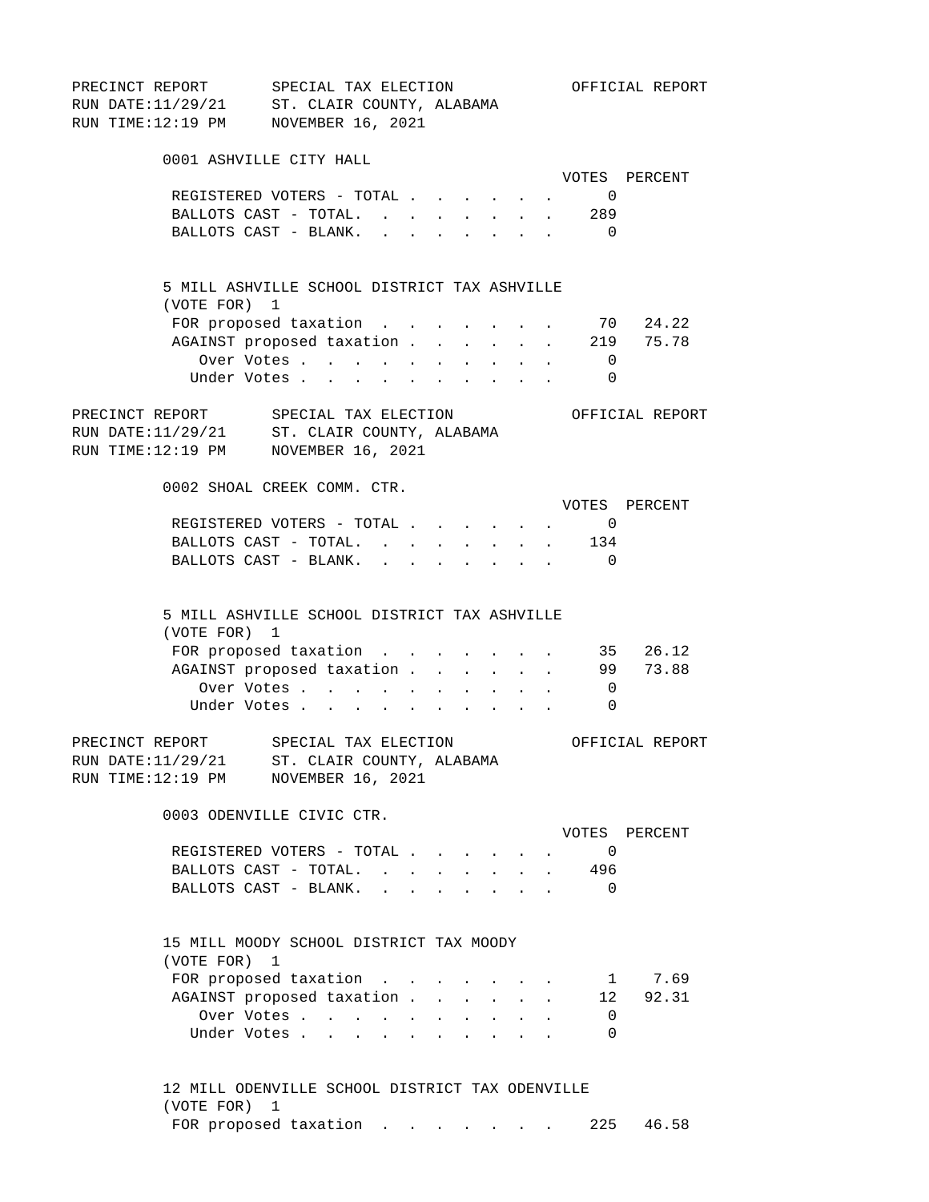PRECINCT REPORT — SPECIAL TAX ELECTION — OFFICIAL REPORT
RUN DATE:11/29/21 — ST. CLAIR COUNTY, ALABAMA
RUN TIME:12:19 PM — NOVEMBER 16, 2021

## 0001 ASHVILLE CITY HALL

| | VOTES | PERCENT |
|---|---|---|
| REGISTERED VOTERS - TOTAL | 0 | |
| BALLOTS CAST - TOTAL. | 289 | |
| BALLOTS CAST - BLANK. | 0 | |

### 5 MILL ASHVILLE SCHOOL DISTRICT TAX ASHVILLE
(VOTE FOR) 1

| | VOTES | PERCENT |
|---|---|---|
| FOR proposed taxation | 70 | 24.22 |
| AGAINST proposed taxation | 219 | 75.78 |
| Over Votes | 0 | |
| Under Votes | 0 | |

PRECINCT REPORT — SPECIAL TAX ELECTION — OFFICIAL REPORT
RUN DATE:11/29/21 — ST. CLAIR COUNTY, ALABAMA
RUN TIME:12:19 PM — NOVEMBER 16, 2021

## 0002 SHOAL CREEK COMM. CTR.

| | VOTES | PERCENT |
|---|---|---|
| REGISTERED VOTERS - TOTAL | 0 | |
| BALLOTS CAST - TOTAL. | 134 | |
| BALLOTS CAST - BLANK. | 0 | |

### 5 MILL ASHVILLE SCHOOL DISTRICT TAX ASHVILLE
(VOTE FOR) 1

| | VOTES | PERCENT |
|---|---|---|
| FOR proposed taxation | 35 | 26.12 |
| AGAINST proposed taxation | 99 | 73.88 |
| Over Votes | 0 | |
| Under Votes | 0 | |

PRECINCT REPORT — SPECIAL TAX ELECTION — OFFICIAL REPORT
RUN DATE:11/29/21 — ST. CLAIR COUNTY, ALABAMA
RUN TIME:12:19 PM — NOVEMBER 16, 2021

## 0003 ODENVILLE CIVIC CTR.

| | VOTES | PERCENT |
|---|---|---|
| REGISTERED VOTERS - TOTAL | 0 | |
| BALLOTS CAST - TOTAL. | 496 | |
| BALLOTS CAST - BLANK. | 0 | |

### 15 MILL MOODY SCHOOL DISTRICT TAX MOODY
(VOTE FOR) 1

| | VOTES | PERCENT |
|---|---|---|
| FOR proposed taxation | 1 | 7.69 |
| AGAINST proposed taxation | 12 | 92.31 |
| Over Votes | 0 | |
| Under Votes | 0 | |

### 12 MILL ODENVILLE SCHOOL DISTRICT TAX ODENVILLE
(VOTE FOR) 1

| | VOTES | PERCENT |
|---|---|---|
| FOR proposed taxation | 225 | 46.58 |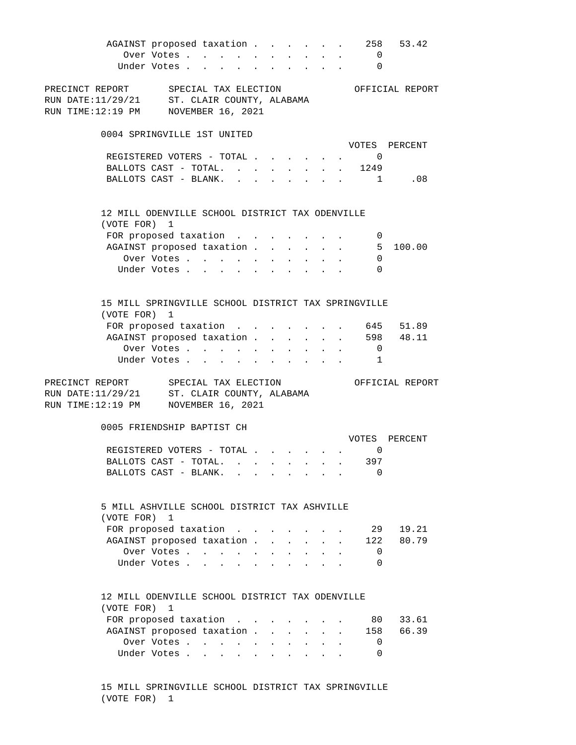| | VOTES | PERCENT |
|---|---|---|
| AGAINST proposed taxation | 258 | 53.42 |
| Over Votes | 0 | |
| Under Votes | 0 | |

PRECINCT REPORT — SPECIAL TAX ELECTION — OFFICIAL REPORT
RUN DATE:11/29/21 — ST. CLAIR COUNTY, ALABAMA
RUN TIME:12:19 PM — NOVEMBER 16, 2021

## 0004 SPRINGVILLE 1ST UNITED

| | VOTES | PERCENT |
|---|---|---|
| REGISTERED VOTERS - TOTAL | 0 | |
| BALLOTS CAST - TOTAL. | 1249 | |
| BALLOTS CAST - BLANK. | 1 | .08 |

### 12 MILL ODENVILLE SCHOOL DISTRICT TAX ODENVILLE
(VOTE FOR) 1

| | VOTES | PERCENT |
|---|---|---|
| FOR proposed taxation | 0 | |
| AGAINST proposed taxation | 5 | 100.00 |
| Over Votes | 0 | |
| Under Votes | 0 | |

### 15 MILL SPRINGVILLE SCHOOL DISTRICT TAX SPRINGVILLE
(VOTE FOR) 1

| | VOTES | PERCENT |
|---|---|---|
| FOR proposed taxation | 645 | 51.89 |
| AGAINST proposed taxation | 598 | 48.11 |
| Over Votes | 0 | |
| Under Votes | 1 | |

PRECINCT REPORT — SPECIAL TAX ELECTION — OFFICIAL REPORT
RUN DATE:11/29/21 — ST. CLAIR COUNTY, ALABAMA
RUN TIME:12:19 PM — NOVEMBER 16, 2021

## 0005 FRIENDSHIP BAPTIST CH

| | VOTES | PERCENT |
|---|---|---|
| REGISTERED VOTERS - TOTAL | 0 | |
| BALLOTS CAST - TOTAL. | 397 | |
| BALLOTS CAST - BLANK. | 0 | |

### 5 MILL ASHVILLE SCHOOL DISTRICT TAX ASHVILLE
(VOTE FOR) 1

| | VOTES | PERCENT |
|---|---|---|
| FOR proposed taxation | 29 | 19.21 |
| AGAINST proposed taxation | 122 | 80.79 |
| Over Votes | 0 | |
| Under Votes | 0 | |

### 12 MILL ODENVILLE SCHOOL DISTRICT TAX ODENVILLE
(VOTE FOR) 1

| | VOTES | PERCENT |
|---|---|---|
| FOR proposed taxation | 80 | 33.61 |
| AGAINST proposed taxation | 158 | 66.39 |
| Over Votes | 0 | |
| Under Votes | 0 | |

### 15 MILL SPRINGVILLE SCHOOL DISTRICT TAX SPRINGVILLE
(VOTE FOR) 1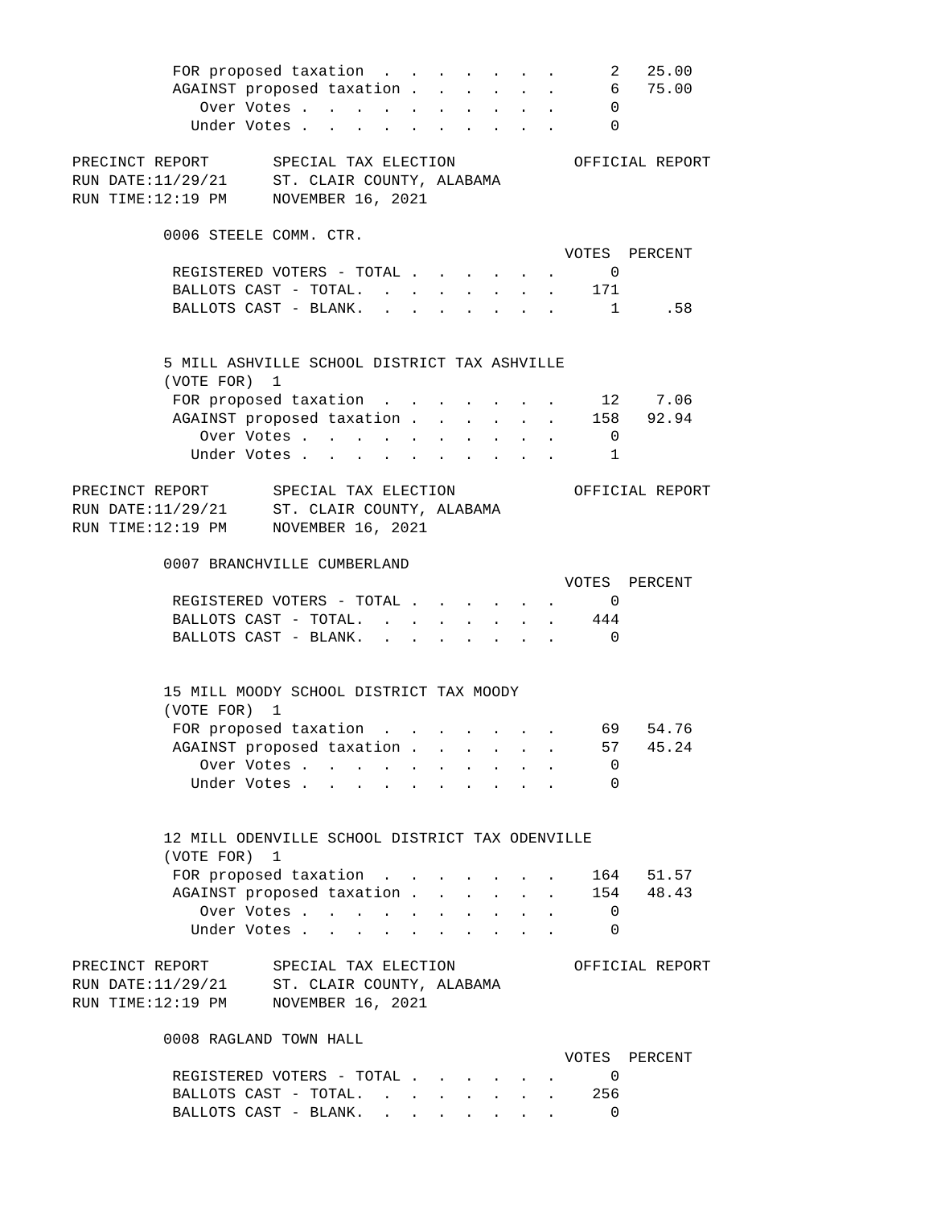| | VOTES | PERCENT |
|---|---|---|
| FOR proposed taxation | 2 | 25.00 |
| AGAINST proposed taxation | 6 | 75.00 |
| Over Votes | 0 | |
| Under Votes | 0 | |

PRECINCT REPORT SPECIAL TAX ELECTION OFFICIAL REPORT
RUN DATE:11/29/21 ST. CLAIR COUNTY, ALABAMA
RUN TIME:12:19 PM NOVEMBER 16, 2021

### 0006 STEELE COMM. CTR.

| | VOTES | PERCENT |
|---|---|---|
| REGISTERED VOTERS - TOTAL | 0 | |
| BALLOTS CAST - TOTAL. | 171 | |
| BALLOTS CAST - BLANK. | 1 | .58 |

5 MILL ASHVILLE SCHOOL DISTRICT TAX ASHVILLE
(VOTE FOR) 1

| | VOTES | PERCENT |
|---|---|---|
| FOR proposed taxation | 12 | 7.06 |
| AGAINST proposed taxation | 158 | 92.94 |
| Over Votes | 0 | |
| Under Votes | 1 | |

PRECINCT REPORT SPECIAL TAX ELECTION OFFICIAL REPORT
RUN DATE:11/29/21 ST. CLAIR COUNTY, ALABAMA
RUN TIME:12:19 PM NOVEMBER 16, 2021

### 0007 BRANCHVILLE CUMBERLAND

| | VOTES | PERCENT |
|---|---|---|
| REGISTERED VOTERS - TOTAL | 0 | |
| BALLOTS CAST - TOTAL. | 444 | |
| BALLOTS CAST - BLANK. | 0 | |

15 MILL MOODY SCHOOL DISTRICT TAX MOODY
(VOTE FOR) 1

| | VOTES | PERCENT |
|---|---|---|
| FOR proposed taxation | 69 | 54.76 |
| AGAINST proposed taxation | 57 | 45.24 |
| Over Votes | 0 | |
| Under Votes | 0 | |

12 MILL ODENVILLE SCHOOL DISTRICT TAX ODENVILLE
(VOTE FOR) 1

| | VOTES | PERCENT |
|---|---|---|
| FOR proposed taxation | 164 | 51.57 |
| AGAINST proposed taxation | 154 | 48.43 |
| Over Votes | 0 | |
| Under Votes | 0 | |

PRECINCT REPORT SPECIAL TAX ELECTION OFFICIAL REPORT
RUN DATE:11/29/21 ST. CLAIR COUNTY, ALABAMA
RUN TIME:12:19 PM NOVEMBER 16, 2021

### 0008 RAGLAND TOWN HALL

| | VOTES | PERCENT |
|---|---|---|
| REGISTERED VOTERS - TOTAL | 0 | |
| BALLOTS CAST - TOTAL. | 256 | |
| BALLOTS CAST - BLANK. | 0 | |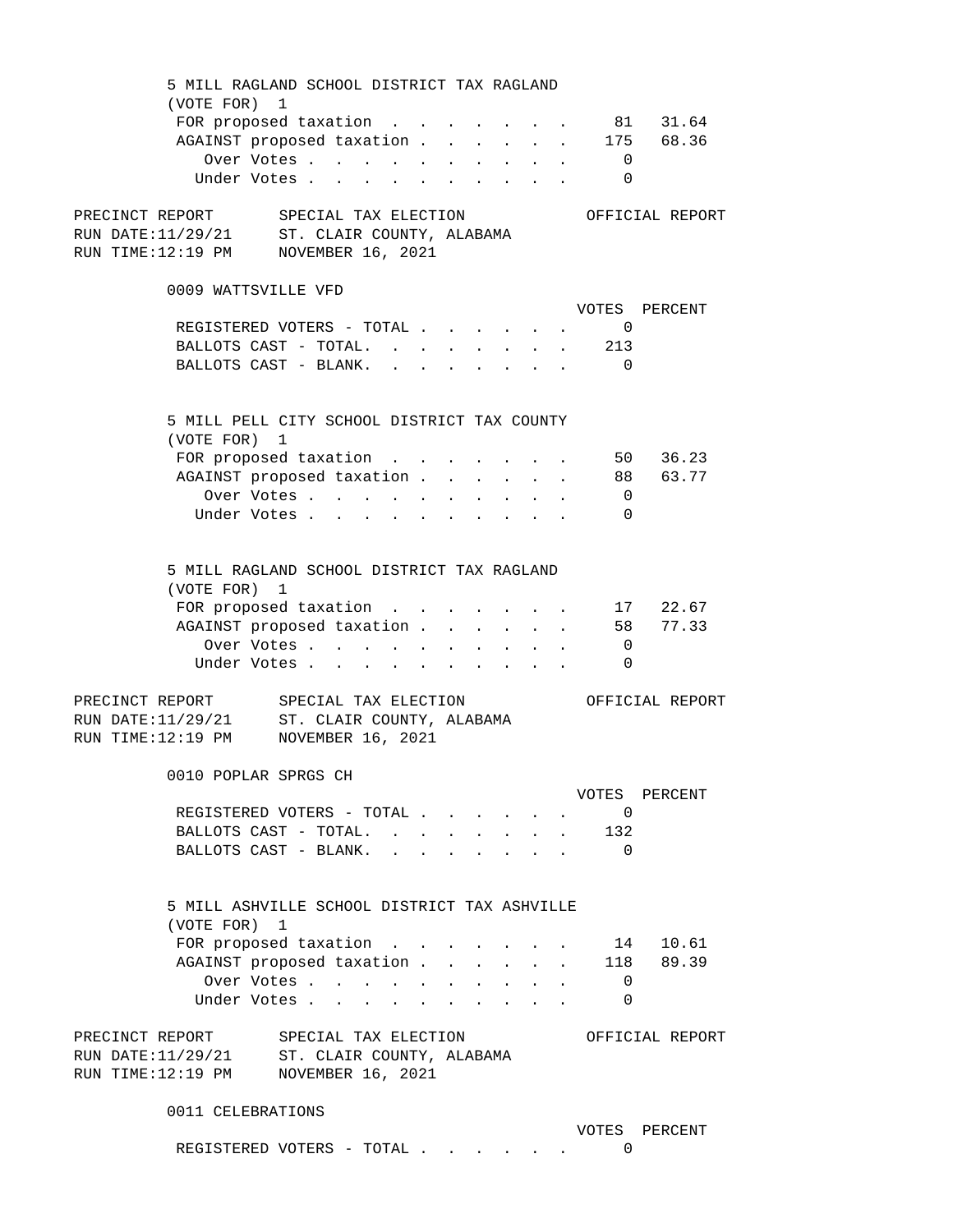5 MILL RAGLAND SCHOOL DISTRICT TAX RAGLAND
(VOTE FOR) 1

| | VOTES | PERCENT |
|---|---|---|
| FOR proposed taxation | 81 | 31.64 |
| AGAINST proposed taxation | 175 | 68.36 |
| Over Votes | 0 | |
| Under Votes | 0 | |

PRECINCT REPORT — SPECIAL TAX ELECTION — OFFICIAL REPORT
RUN DATE:11/29/21 — ST. CLAIR COUNTY, ALABAMA
RUN TIME:12:19 PM — NOVEMBER 16, 2021

## 0009 WATTSVILLE VFD

| | VOTES | PERCENT |
|---|---|---|
| REGISTERED VOTERS - TOTAL | 0 | |
| BALLOTS CAST - TOTAL. | 213 | |
| BALLOTS CAST - BLANK. | 0 | |

5 MILL PELL CITY SCHOOL DISTRICT TAX COUNTY
(VOTE FOR) 1

| | VOTES | PERCENT |
|---|---|---|
| FOR proposed taxation | 50 | 36.23 |
| AGAINST proposed taxation | 88 | 63.77 |
| Over Votes | 0 | |
| Under Votes | 0 | |

5 MILL RAGLAND SCHOOL DISTRICT TAX RAGLAND
(VOTE FOR) 1

| | VOTES | PERCENT |
|---|---|---|
| FOR proposed taxation | 17 | 22.67 |
| AGAINST proposed taxation | 58 | 77.33 |
| Over Votes | 0 | |
| Under Votes | 0 | |

PRECINCT REPORT — SPECIAL TAX ELECTION — OFFICIAL REPORT
RUN DATE:11/29/21 — ST. CLAIR COUNTY, ALABAMA
RUN TIME:12:19 PM — NOVEMBER 16, 2021

## 0010 POPLAR SPRGS CH

| | VOTES | PERCENT |
|---|---|---|
| REGISTERED VOTERS - TOTAL | 0 | |
| BALLOTS CAST - TOTAL. | 132 | |
| BALLOTS CAST - BLANK. | 0 | |

5 MILL ASHVILLE SCHOOL DISTRICT TAX ASHVILLE
(VOTE FOR) 1

| | VOTES | PERCENT |
|---|---|---|
| FOR proposed taxation | 14 | 10.61 |
| AGAINST proposed taxation | 118 | 89.39 |
| Over Votes | 0 | |
| Under Votes | 0 | |

PRECINCT REPORT — SPECIAL TAX ELECTION — OFFICIAL REPORT
RUN DATE:11/29/21 — ST. CLAIR COUNTY, ALABAMA
RUN TIME:12:19 PM — NOVEMBER 16, 2021

## 0011 CELEBRATIONS

| | VOTES | PERCENT |
|---|---|---|
| REGISTERED VOTERS - TOTAL | 0 | |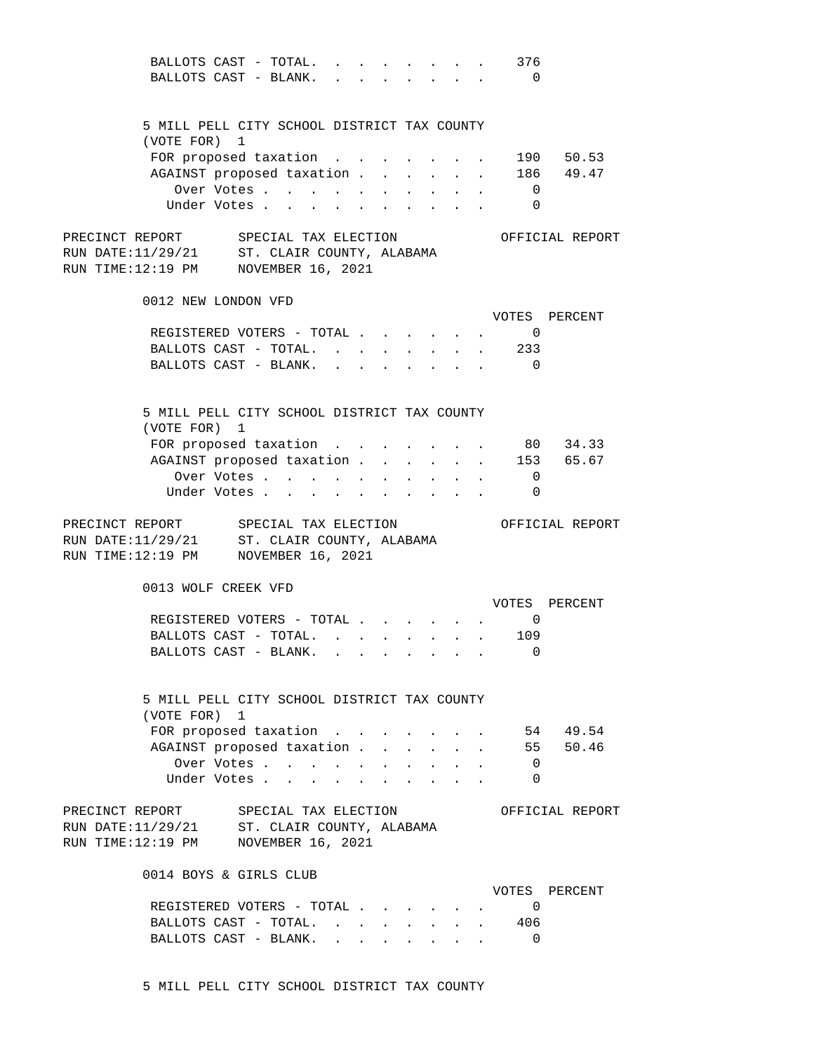| | VOTES | PERCENT |
|---|---|---|
| BALLOTS CAST - TOTAL. . . . . . . . . | 376 | |
| BALLOTS CAST - BLANK. . . . . . . . . | 0 | |

5 MILL PELL CITY SCHOOL DISTRICT TAX COUNTY
(VOTE FOR) 1

| | VOTES | PERCENT |
|---|---|---|
| FOR proposed taxation . . . . . . . . | 190 | 50.53 |
| AGAINST proposed taxation . . . . . . . | 186 | 49.47 |
| Over Votes . . . . . . . . . . . . | 0 | |
| Under Votes . . . . . . . . . . . . | 0 | |

PRECINCT REPORT SPECIAL TAX ELECTION OFFICIAL REPORT
RUN DATE:11/29/21 ST. CLAIR COUNTY, ALABAMA
RUN TIME:12:19 PM NOVEMBER 16, 2021

0012 NEW LONDON VFD

| | VOTES | PERCENT |
|---|---|---|
| REGISTERED VOTERS - TOTAL . . . . . . . | 0 | |
| BALLOTS CAST - TOTAL. . . . . . . . . | 233 | |
| BALLOTS CAST - BLANK. . . . . . . . . | 0 | |

5 MILL PELL CITY SCHOOL DISTRICT TAX COUNTY
(VOTE FOR) 1

| | VOTES | PERCENT |
|---|---|---|
| FOR proposed taxation . . . . . . . . | 80 | 34.33 |
| AGAINST proposed taxation . . . . . . . | 153 | 65.67 |
| Over Votes . . . . . . . . . . . . | 0 | |
| Under Votes . . . . . . . . . . . . | 0 | |

PRECINCT REPORT SPECIAL TAX ELECTION OFFICIAL REPORT
RUN DATE:11/29/21 ST. CLAIR COUNTY, ALABAMA
RUN TIME:12:19 PM NOVEMBER 16, 2021

0013 WOLF CREEK VFD

| | VOTES | PERCENT |
|---|---|---|
| REGISTERED VOTERS - TOTAL . . . . . . . | 0 | |
| BALLOTS CAST - TOTAL. . . . . . . . . | 109 | |
| BALLOTS CAST - BLANK. . . . . . . . . | 0 | |

5 MILL PELL CITY SCHOOL DISTRICT TAX COUNTY
(VOTE FOR) 1

| | VOTES | PERCENT |
|---|---|---|
| FOR proposed taxation . . . . . . . . | 54 | 49.54 |
| AGAINST proposed taxation . . . . . . . | 55 | 50.46 |
| Over Votes . . . . . . . . . . . . | 0 | |
| Under Votes . . . . . . . . . . . . | 0 | |

PRECINCT REPORT SPECIAL TAX ELECTION OFFICIAL REPORT
RUN DATE:11/29/21 ST. CLAIR COUNTY, ALABAMA
RUN TIME:12:19 PM NOVEMBER 16, 2021

0014 BOYS & GIRLS CLUB

| | VOTES | PERCENT |
|---|---|---|
| REGISTERED VOTERS - TOTAL . . . . . . . | 0 | |
| BALLOTS CAST - TOTAL. . . . . . . . . | 406 | |
| BALLOTS CAST - BLANK. . . . . . . . . | 0 | |

5 MILL PELL CITY SCHOOL DISTRICT TAX COUNTY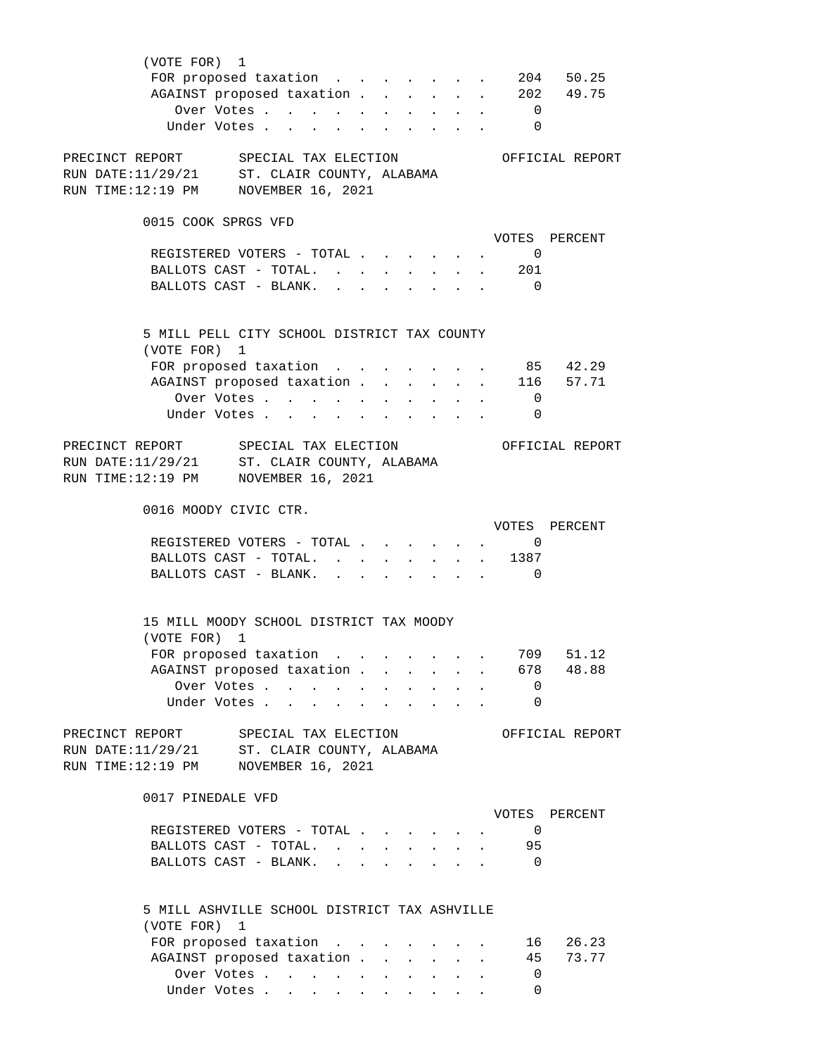(VOTE FOR) 1

| | VOTES | PERCENT |
|---|---|---|
| FOR proposed taxation | 204 | 50.25 |
| AGAINST proposed taxation | 202 | 49.75 |
| Over Votes | 0 | |
| Under Votes | 0 | |

PRECINCT REPORT SPECIAL TAX ELECTION OFFICIAL REPORT
RUN DATE:11/29/21 ST. CLAIR COUNTY, ALABAMA
RUN TIME:12:19 PM NOVEMBER 16, 2021

## 0015 COOK SPRGS VFD

| | VOTES | PERCENT |
|---|---|---|
| REGISTERED VOTERS - TOTAL | 0 | |
| BALLOTS CAST - TOTAL. | 201 | |
| BALLOTS CAST - BLANK. | 0 | |

### 5 MILL PELL CITY SCHOOL DISTRICT TAX COUNTY

(VOTE FOR) 1

| | VOTES | PERCENT |
|---|---|---|
| FOR proposed taxation | 85 | 42.29 |
| AGAINST proposed taxation | 116 | 57.71 |
| Over Votes | 0 | |
| Under Votes | 0 | |

PRECINCT REPORT SPECIAL TAX ELECTION OFFICIAL REPORT
RUN DATE:11/29/21 ST. CLAIR COUNTY, ALABAMA
RUN TIME:12:19 PM NOVEMBER 16, 2021

## 0016 MOODY CIVIC CTR.

| | VOTES | PERCENT |
|---|---|---|
| REGISTERED VOTERS - TOTAL | 0 | |
| BALLOTS CAST - TOTAL. | 1387 | |
| BALLOTS CAST - BLANK. | 0 | |

### 15 MILL MOODY SCHOOL DISTRICT TAX MOODY

(VOTE FOR) 1

| | VOTES | PERCENT |
|---|---|---|
| FOR proposed taxation | 709 | 51.12 |
| AGAINST proposed taxation | 678 | 48.88 |
| Over Votes | 0 | |
| Under Votes | 0 | |

PRECINCT REPORT SPECIAL TAX ELECTION OFFICIAL REPORT
RUN DATE:11/29/21 ST. CLAIR COUNTY, ALABAMA
RUN TIME:12:19 PM NOVEMBER 16, 2021

## 0017 PINEDALE VFD

| | VOTES | PERCENT |
|---|---|---|
| REGISTERED VOTERS - TOTAL | 0 | |
| BALLOTS CAST - TOTAL. | 95 | |
| BALLOTS CAST - BLANK. | 0 | |

### 5 MILL ASHVILLE SCHOOL DISTRICT TAX ASHVILLE

(VOTE FOR) 1

| | VOTES | PERCENT |
|---|---|---|
| FOR proposed taxation | 16 | 26.23 |
| AGAINST proposed taxation | 45 | 73.77 |
| Over Votes | 0 | |
| Under Votes | 0 | |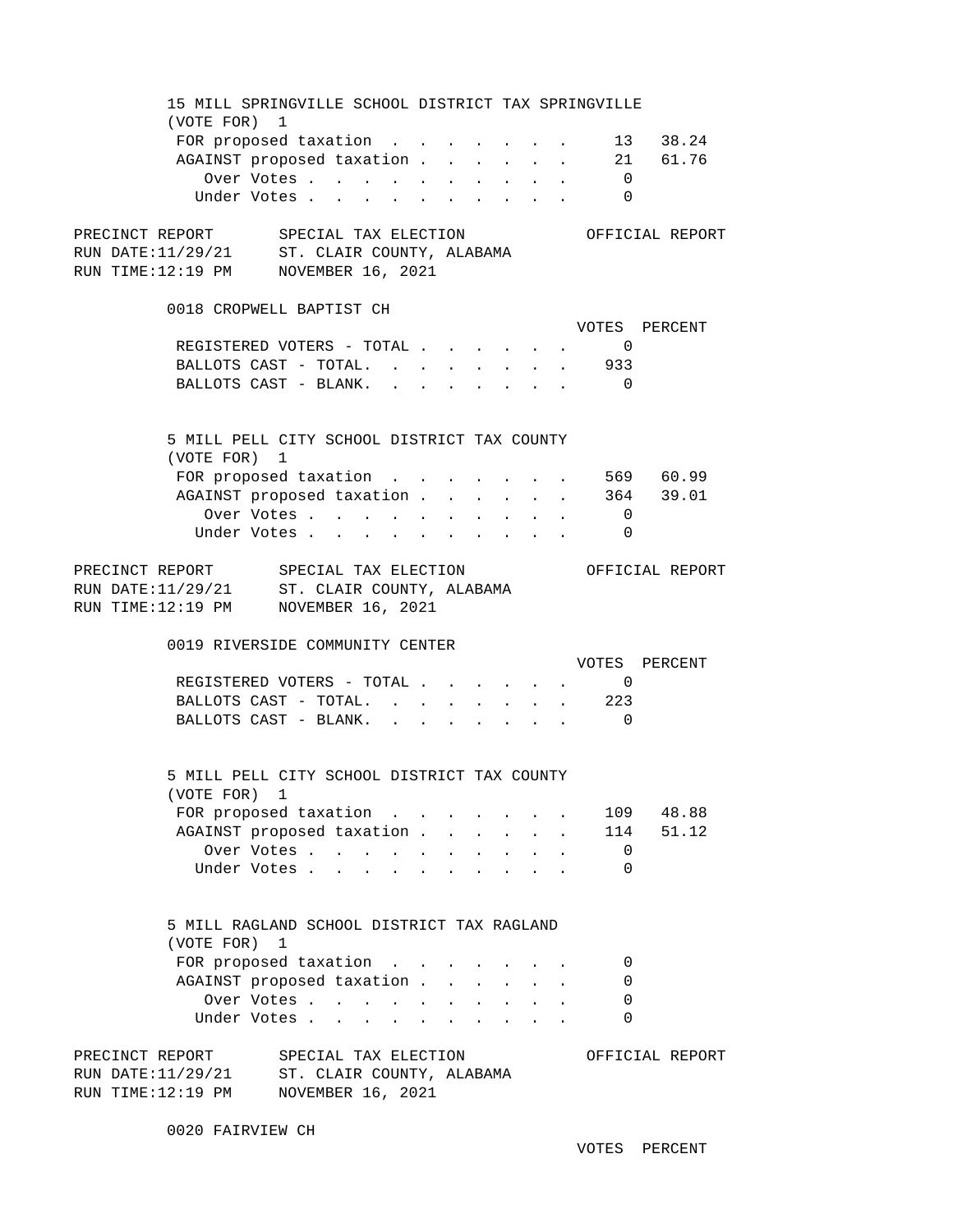15 MILL SPRINGVILLE SCHOOL DISTRICT TAX SPRINGVILLE
(VOTE FOR) 1

| | VOTES | PERCENT |
|---|---|---|
| FOR proposed taxation | 13 | 38.24 |
| AGAINST proposed taxation | 21 | 61.76 |
| Over Votes | 0 | |
| Under Votes | 0 | |

PRECINCT REPORT — SPECIAL TAX ELECTION — OFFICIAL REPORT
RUN DATE:11/29/21 — ST. CLAIR COUNTY, ALABAMA
RUN TIME:12:19 PM — NOVEMBER 16, 2021

## 0018 CROPWELL BAPTIST CH

| | VOTES | PERCENT |
|---|---|---|
| REGISTERED VOTERS - TOTAL | 0 | |
| BALLOTS CAST - TOTAL. | 933 | |
| BALLOTS CAST - BLANK. | 0 | |

5 MILL PELL CITY SCHOOL DISTRICT TAX COUNTY
(VOTE FOR) 1

| | VOTES | PERCENT |
|---|---|---|
| FOR proposed taxation | 569 | 60.99 |
| AGAINST proposed taxation | 364 | 39.01 |
| Over Votes | 0 | |
| Under Votes | 0 | |

PRECINCT REPORT — SPECIAL TAX ELECTION — OFFICIAL REPORT
RUN DATE:11/29/21 — ST. CLAIR COUNTY, ALABAMA
RUN TIME:12:19 PM — NOVEMBER 16, 2021

## 0019 RIVERSIDE COMMUNITY CENTER

| | VOTES | PERCENT |
|---|---|---|
| REGISTERED VOTERS - TOTAL | 0 | |
| BALLOTS CAST - TOTAL. | 223 | |
| BALLOTS CAST - BLANK. | 0 | |

5 MILL PELL CITY SCHOOL DISTRICT TAX COUNTY
(VOTE FOR) 1

| | VOTES | PERCENT |
|---|---|---|
| FOR proposed taxation | 109 | 48.88 |
| AGAINST proposed taxation | 114 | 51.12 |
| Over Votes | 0 | |
| Under Votes | 0 | |

5 MILL RAGLAND SCHOOL DISTRICT TAX RAGLAND
(VOTE FOR) 1

| | VOTES | PERCENT |
|---|---|---|
| FOR proposed taxation | 0 | |
| AGAINST proposed taxation | 0 | |
| Over Votes | 0 | |
| Under Votes | 0 | |

PRECINCT REPORT — SPECIAL TAX ELECTION — OFFICIAL REPORT
RUN DATE:11/29/21 — ST. CLAIR COUNTY, ALABAMA
RUN TIME:12:19 PM — NOVEMBER 16, 2021

## 0020 FAIRVIEW CH

VOTES PERCENT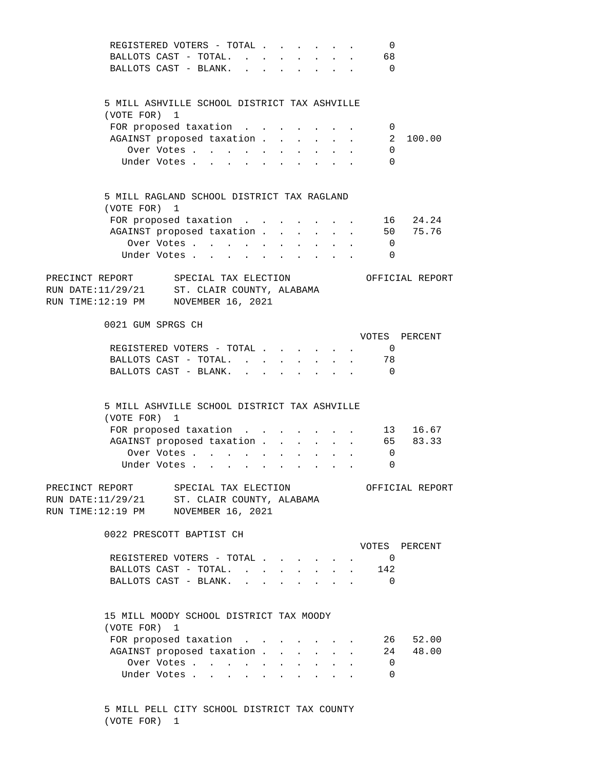| | VOTES | PERCENT |
|---|---|---|
| REGISTERED VOTERS - TOTAL | 0 | |
| BALLOTS CAST - TOTAL. | 68 | |
| BALLOTS CAST - BLANK. | 0 | |

5 MILL ASHVILLE SCHOOL DISTRICT TAX ASHVILLE
(VOTE FOR) 1

| | VOTES | PERCENT |
|---|---|---|
| FOR proposed taxation | 0 | |
| AGAINST proposed taxation | 2 | 100.00 |
| Over Votes | 0 | |
| Under Votes | 0 | |

5 MILL RAGLAND SCHOOL DISTRICT TAX RAGLAND
(VOTE FOR) 1

| | VOTES | PERCENT |
|---|---|---|
| FOR proposed taxation | 16 | 24.24 |
| AGAINST proposed taxation | 50 | 75.76 |
| Over Votes | 0 | |
| Under Votes | 0 | |

PRECINCT REPORT SPECIAL TAX ELECTION OFFICIAL REPORT
RUN DATE:11/29/21 ST. CLAIR COUNTY, ALABAMA
RUN TIME:12:19 PM NOVEMBER 16, 2021

## 0021 GUM SPRGS CH

| | VOTES | PERCENT |
|---|---|---|
| REGISTERED VOTERS - TOTAL | 0 | |
| BALLOTS CAST - TOTAL. | 78 | |
| BALLOTS CAST - BLANK. | 0 | |

5 MILL ASHVILLE SCHOOL DISTRICT TAX ASHVILLE
(VOTE FOR) 1

| | VOTES | PERCENT |
|---|---|---|
| FOR proposed taxation | 13 | 16.67 |
| AGAINST proposed taxation | 65 | 83.33 |
| Over Votes | 0 | |
| Under Votes | 0 | |

PRECINCT REPORT SPECIAL TAX ELECTION OFFICIAL REPORT
RUN DATE:11/29/21 ST. CLAIR COUNTY, ALABAMA
RUN TIME:12:19 PM NOVEMBER 16, 2021

## 0022 PRESCOTT BAPTIST CH

| | VOTES | PERCENT |
|---|---|---|
| REGISTERED VOTERS - TOTAL | 0 | |
| BALLOTS CAST - TOTAL. | 142 | |
| BALLOTS CAST - BLANK. | 0 | |

15 MILL MOODY SCHOOL DISTRICT TAX MOODY
(VOTE FOR) 1

| | VOTES | PERCENT |
|---|---|---|
| FOR proposed taxation | 26 | 52.00 |
| AGAINST proposed taxation | 24 | 48.00 |
| Over Votes | 0 | |
| Under Votes | 0 | |

5 MILL PELL CITY SCHOOL DISTRICT TAX COUNTY
(VOTE FOR) 1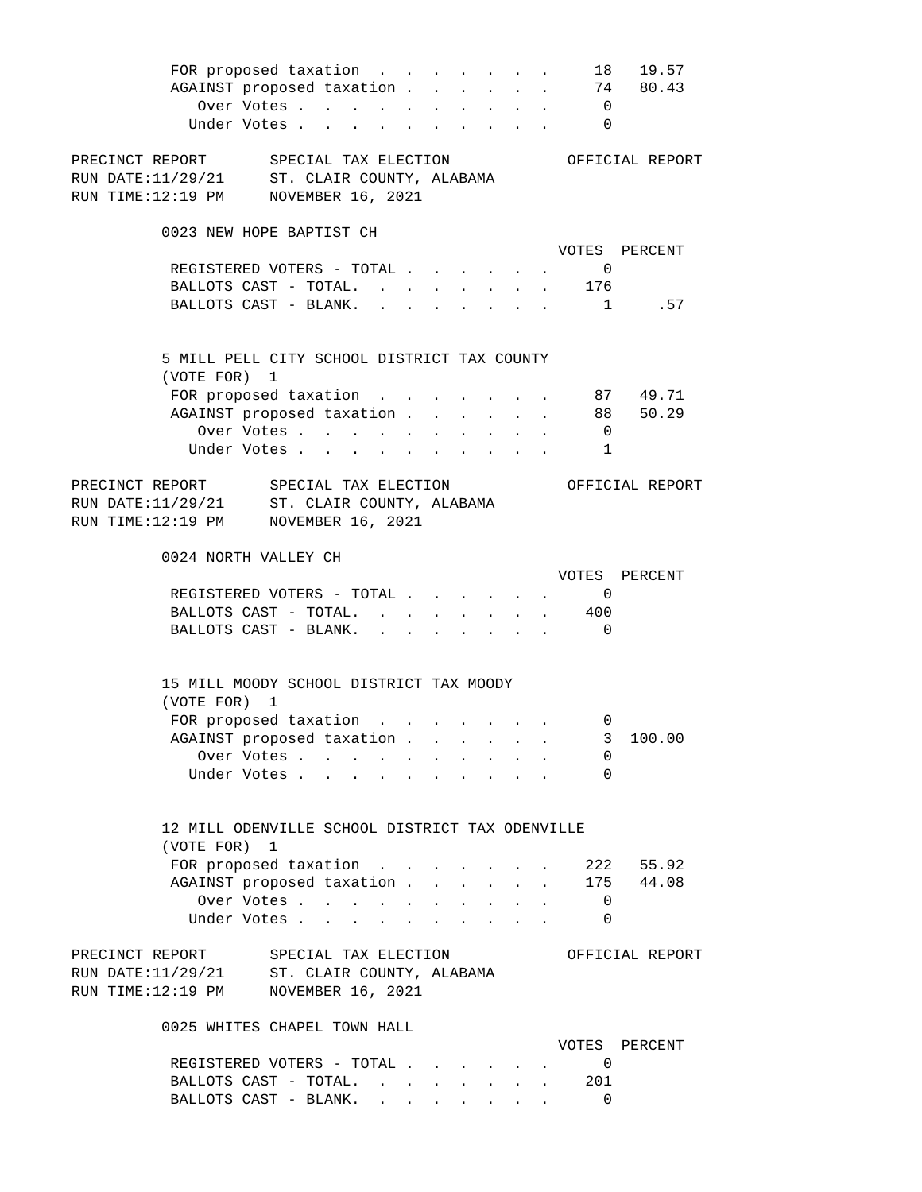| | VOTES | PERCENT |
|---|---|---|
| FOR proposed taxation | 18 | 19.57 |
| AGAINST proposed taxation | 74 | 80.43 |
| Over Votes | 0 | |
| Under Votes | 0 | |

PRECINCT REPORT — SPECIAL TAX ELECTION — OFFICIAL REPORT
RUN DATE:11/29/21 — ST. CLAIR COUNTY, ALABAMA
RUN TIME:12:19 PM — NOVEMBER 16, 2021

## 0023 NEW HOPE BAPTIST CH

| | VOTES | PERCENT |
|---|---|---|
| REGISTERED VOTERS - TOTAL | 0 | |
| BALLOTS CAST - TOTAL. | 176 | |
| BALLOTS CAST - BLANK. | 1 | .57 |

### 5 MILL PELL CITY SCHOOL DISTRICT TAX COUNTY
(VOTE FOR) 1

| | VOTES | PERCENT |
|---|---|---|
| FOR proposed taxation | 87 | 49.71 |
| AGAINST proposed taxation | 88 | 50.29 |
| Over Votes | 0 | |
| Under Votes | 1 | |

PRECINCT REPORT — SPECIAL TAX ELECTION — OFFICIAL REPORT
RUN DATE:11/29/21 — ST. CLAIR COUNTY, ALABAMA
RUN TIME:12:19 PM — NOVEMBER 16, 2021

## 0024 NORTH VALLEY CH

| | VOTES | PERCENT |
|---|---|---|
| REGISTERED VOTERS - TOTAL | 0 | |
| BALLOTS CAST - TOTAL. | 400 | |
| BALLOTS CAST - BLANK. | 0 | |

### 15 MILL MOODY SCHOOL DISTRICT TAX MOODY
(VOTE FOR) 1

| | VOTES | PERCENT |
|---|---|---|
| FOR proposed taxation | 0 | |
| AGAINST proposed taxation | 3 | 100.00 |
| Over Votes | 0 | |
| Under Votes | 0 | |

### 12 MILL ODENVILLE SCHOOL DISTRICT TAX ODENVILLE
(VOTE FOR) 1

| | VOTES | PERCENT |
|---|---|---|
| FOR proposed taxation | 222 | 55.92 |
| AGAINST proposed taxation | 175 | 44.08 |
| Over Votes | 0 | |
| Under Votes | 0 | |

PRECINCT REPORT — SPECIAL TAX ELECTION — OFFICIAL REPORT
RUN DATE:11/29/21 — ST. CLAIR COUNTY, ALABAMA
RUN TIME:12:19 PM — NOVEMBER 16, 2021

## 0025 WHITES CHAPEL TOWN HALL

| | VOTES | PERCENT |
|---|---|---|
| REGISTERED VOTERS - TOTAL | 0 | |
| BALLOTS CAST - TOTAL. | 201 | |
| BALLOTS CAST - BLANK. | 0 | |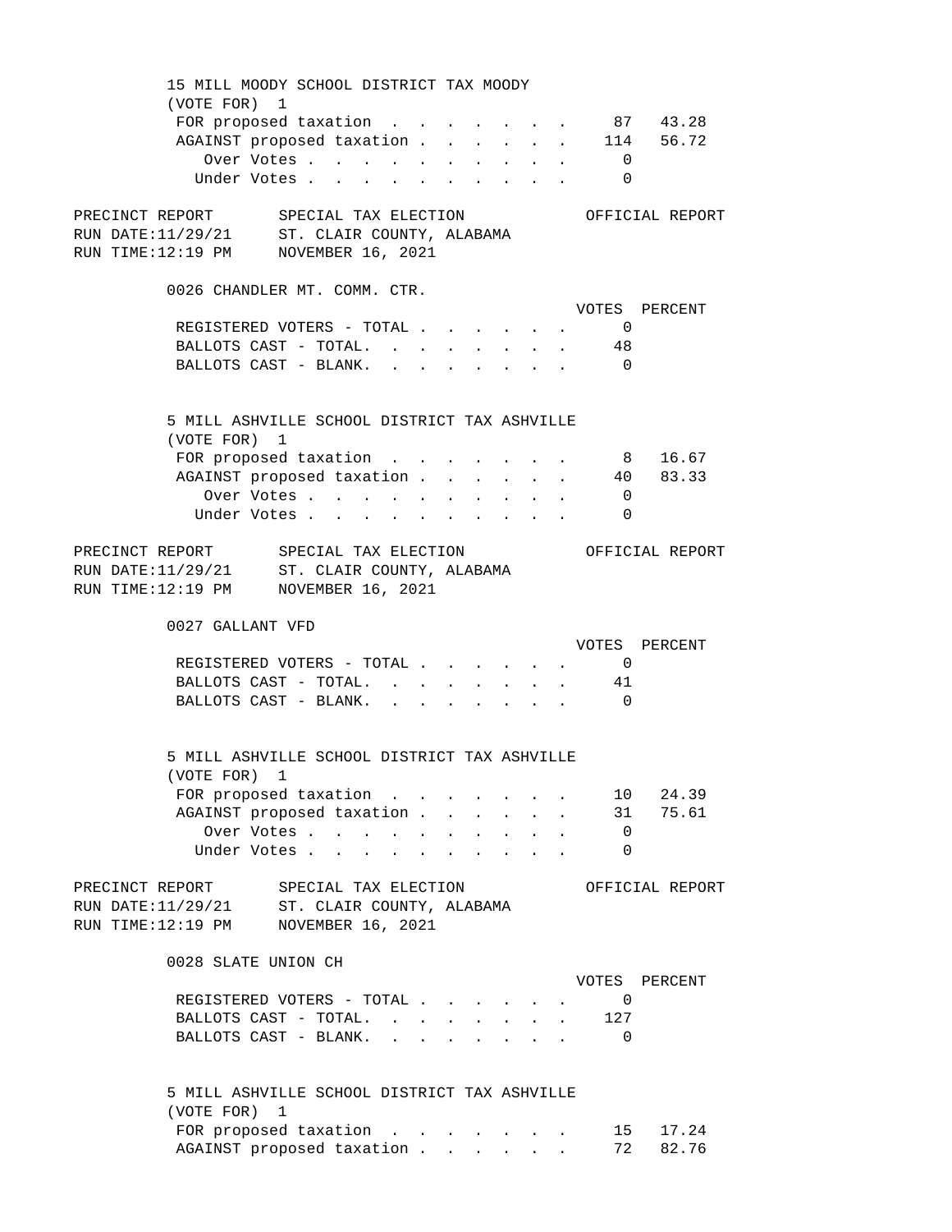15 MILL MOODY SCHOOL DISTRICT TAX MOODY
(VOTE FOR) 1

| | VOTES | PERCENT |
|---|---|---|
| FOR proposed taxation | 87 | 43.28 |
| AGAINST proposed taxation | 114 | 56.72 |
| Over Votes | 0 | |
| Under Votes | 0 | |

PRECINCT REPORT SPECIAL TAX ELECTION OFFICIAL REPORT
RUN DATE:11/29/21 ST. CLAIR COUNTY, ALABAMA
RUN TIME:12:19 PM NOVEMBER 16, 2021

## 0026 CHANDLER MT. COMM. CTR.

| | VOTES | PERCENT |
|---|---|---|
| REGISTERED VOTERS - TOTAL | 0 | |
| BALLOTS CAST - TOTAL. | 48 | |
| BALLOTS CAST - BLANK. | 0 | |

5 MILL ASHVILLE SCHOOL DISTRICT TAX ASHVILLE
(VOTE FOR) 1

| | VOTES | PERCENT |
|---|---|---|
| FOR proposed taxation | 8 | 16.67 |
| AGAINST proposed taxation | 40 | 83.33 |
| Over Votes | 0 | |
| Under Votes | 0 | |

PRECINCT REPORT SPECIAL TAX ELECTION OFFICIAL REPORT
RUN DATE:11/29/21 ST. CLAIR COUNTY, ALABAMA
RUN TIME:12:19 PM NOVEMBER 16, 2021

## 0027 GALLANT VFD

| | VOTES | PERCENT |
|---|---|---|
| REGISTERED VOTERS - TOTAL | 0 | |
| BALLOTS CAST - TOTAL. | 41 | |
| BALLOTS CAST - BLANK. | 0 | |

5 MILL ASHVILLE SCHOOL DISTRICT TAX ASHVILLE
(VOTE FOR) 1

| | VOTES | PERCENT |
|---|---|---|
| FOR proposed taxation | 10 | 24.39 |
| AGAINST proposed taxation | 31 | 75.61 |
| Over Votes | 0 | |
| Under Votes | 0 | |

PRECINCT REPORT SPECIAL TAX ELECTION OFFICIAL REPORT
RUN DATE:11/29/21 ST. CLAIR COUNTY, ALABAMA
RUN TIME:12:19 PM NOVEMBER 16, 2021

## 0028 SLATE UNION CH

| | VOTES | PERCENT |
|---|---|---|
| REGISTERED VOTERS - TOTAL | 0 | |
| BALLOTS CAST - TOTAL. | 127 | |
| BALLOTS CAST - BLANK. | 0 | |

5 MILL ASHVILLE SCHOOL DISTRICT TAX ASHVILLE
(VOTE FOR) 1

| | VOTES | PERCENT |
|---|---|---|
| FOR proposed taxation | 15 | 17.24 |
| AGAINST proposed taxation | 72 | 82.76 |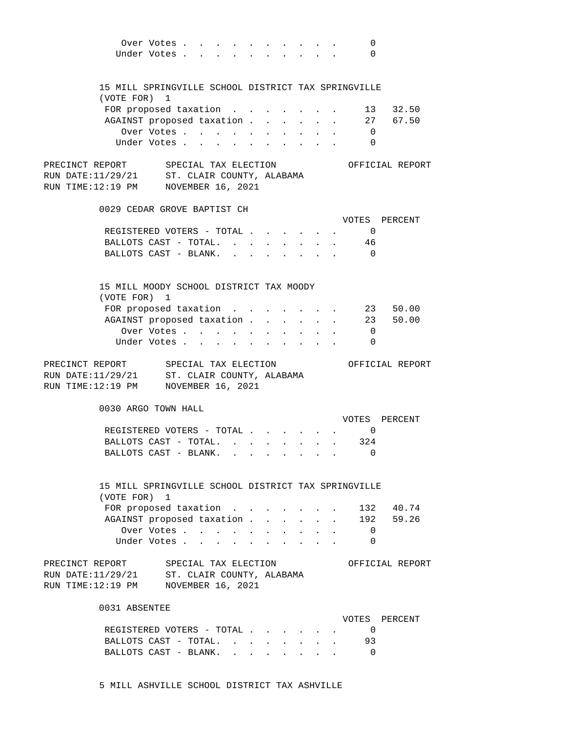| | | |
|---|---|---|
| Over Votes | 0 | |
| Under Votes | 0 | |

15 MILL SPRINGVILLE SCHOOL DISTRICT TAX SPRINGVILLE
(VOTE FOR) 1

| | | |
|---|---|---|
| FOR proposed taxation | 13 | 32.50 |
| AGAINST proposed taxation | 27 | 67.50 |
| Over Votes | 0 | |
| Under Votes | 0 | |

PRECINCT REPORT SPECIAL TAX ELECTION OFFICIAL REPORT
RUN DATE:11/29/21 ST. CLAIR COUNTY, ALABAMA
RUN TIME:12:19 PM NOVEMBER 16, 2021

0029 CEDAR GROVE BAPTIST CH

| | VOTES | PERCENT |
|---|---|---|
| REGISTERED VOTERS - TOTAL | 0 | |
| BALLOTS CAST - TOTAL. | 46 | |
| BALLOTS CAST - BLANK. | 0 | |

15 MILL MOODY SCHOOL DISTRICT TAX MOODY
(VOTE FOR) 1

| | | |
|---|---|---|
| FOR proposed taxation | 23 | 50.00 |
| AGAINST proposed taxation | 23 | 50.00 |
| Over Votes | 0 | |
| Under Votes | 0 | |

PRECINCT REPORT SPECIAL TAX ELECTION OFFICIAL REPORT
RUN DATE:11/29/21 ST. CLAIR COUNTY, ALABAMA
RUN TIME:12:19 PM NOVEMBER 16, 2021

0030 ARGO TOWN HALL

| | VOTES | PERCENT |
|---|---|---|
| REGISTERED VOTERS - TOTAL | 0 | |
| BALLOTS CAST - TOTAL. | 324 | |
| BALLOTS CAST - BLANK. | 0 | |

15 MILL SPRINGVILLE SCHOOL DISTRICT TAX SPRINGVILLE
(VOTE FOR) 1

| | | |
|---|---|---|
| FOR proposed taxation | 132 | 40.74 |
| AGAINST proposed taxation | 192 | 59.26 |
| Over Votes | 0 | |
| Under Votes | 0 | |

PRECINCT REPORT SPECIAL TAX ELECTION OFFICIAL REPORT
RUN DATE:11/29/21 ST. CLAIR COUNTY, ALABAMA
RUN TIME:12:19 PM NOVEMBER 16, 2021

0031 ABSENTEE

| | VOTES | PERCENT |
|---|---|---|
| REGISTERED VOTERS - TOTAL | 0 | |
| BALLOTS CAST - TOTAL. | 93 | |
| BALLOTS CAST - BLANK. | 0 | |

5 MILL ASHVILLE SCHOOL DISTRICT TAX ASHVILLE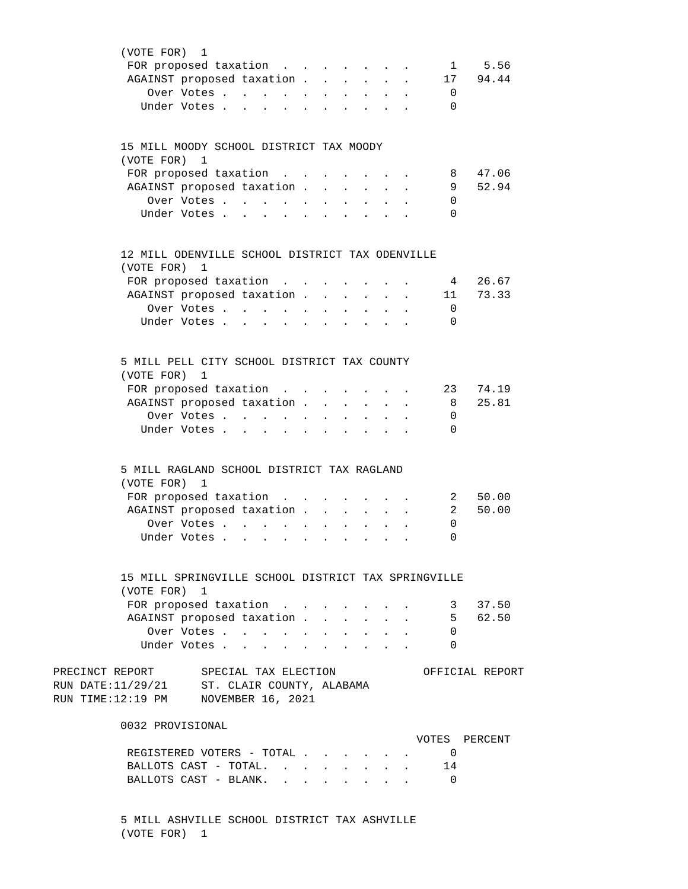(VOTE FOR) 1

| | | |
|---|---|---|
| FOR proposed taxation | 1 | 5.56 |
| AGAINST proposed taxation | 17 | 94.44 |
| Over Votes | 0 | |
| Under Votes | 0 | |

15 MILL MOODY SCHOOL DISTRICT TAX MOODY
(VOTE FOR) 1

| | | |
|---|---|---|
| FOR proposed taxation | 8 | 47.06 |
| AGAINST proposed taxation | 9 | 52.94 |
| Over Votes | 0 | |
| Under Votes | 0 | |

12 MILL ODENVILLE SCHOOL DISTRICT TAX ODENVILLE
(VOTE FOR) 1

| | | |
|---|---|---|
| FOR proposed taxation | 4 | 26.67 |
| AGAINST proposed taxation | 11 | 73.33 |
| Over Votes | 0 | |
| Under Votes | 0 | |

5 MILL PELL CITY SCHOOL DISTRICT TAX COUNTY
(VOTE FOR) 1

| | | |
|---|---|---|
| FOR proposed taxation | 23 | 74.19 |
| AGAINST proposed taxation | 8 | 25.81 |
| Over Votes | 0 | |
| Under Votes | 0 | |

5 MILL RAGLAND SCHOOL DISTRICT TAX RAGLAND
(VOTE FOR) 1

| | | |
|---|---|---|
| FOR proposed taxation | 2 | 50.00 |
| AGAINST proposed taxation | 2 | 50.00 |
| Over Votes | 0 | |
| Under Votes | 0 | |

15 MILL SPRINGVILLE SCHOOL DISTRICT TAX SPRINGVILLE
(VOTE FOR) 1

| | | |
|---|---|---|
| FOR proposed taxation | 3 | 37.50 |
| AGAINST proposed taxation | 5 | 62.50 |
| Over Votes | 0 | |
| Under Votes | 0 | |

PRECINCT REPORT — SPECIAL TAX ELECTION — OFFICIAL REPORT
RUN DATE:11/29/21 — ST. CLAIR COUNTY, ALABAMA
RUN TIME:12:19 PM — NOVEMBER 16, 2021

## 0032 PROVISIONAL

| | VOTES | PERCENT |
|---|---|---|
| REGISTERED VOTERS - TOTAL | 0 | |
| BALLOTS CAST - TOTAL. | 14 | |
| BALLOTS CAST - BLANK. | 0 | |

5 MILL ASHVILLE SCHOOL DISTRICT TAX ASHVILLE
(VOTE FOR) 1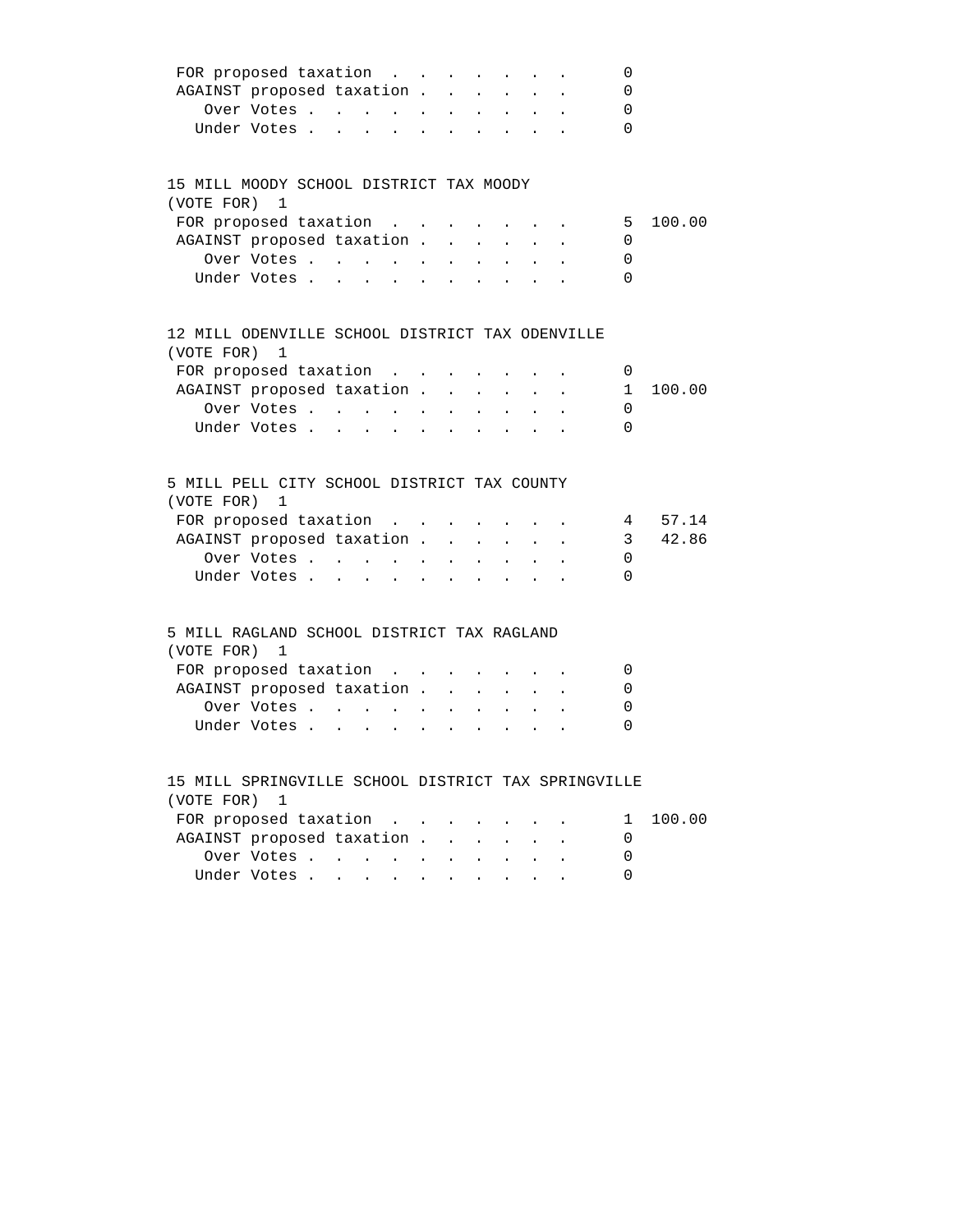| | | |
|---|---|---|
| FOR proposed taxation | 0 | |
| AGAINST proposed taxation | 0 | |
| Over Votes | 0 | |
| Under Votes | 0 | |

15 MILL MOODY SCHOOL DISTRICT TAX MOODY
(VOTE FOR) 1

| | | |
|---|---|---|
| FOR proposed taxation | 5 | 100.00 |
| AGAINST proposed taxation | 0 | |
| Over Votes | 0 | |
| Under Votes | 0 | |

12 MILL ODENVILLE SCHOOL DISTRICT TAX ODENVILLE
(VOTE FOR) 1

| | | |
|---|---|---|
| FOR proposed taxation | 0 | |
| AGAINST proposed taxation | 1 | 100.00 |
| Over Votes | 0 | |
| Under Votes | 0 | |

5 MILL PELL CITY SCHOOL DISTRICT TAX COUNTY
(VOTE FOR) 1

| | | |
|---|---|---|
| FOR proposed taxation | 4 | 57.14 |
| AGAINST proposed taxation | 3 | 42.86 |
| Over Votes | 0 | |
| Under Votes | 0 | |

5 MILL RAGLAND SCHOOL DISTRICT TAX RAGLAND
(VOTE FOR) 1

| | | |
|---|---|---|
| FOR proposed taxation | 0 | |
| AGAINST proposed taxation | 0 | |
| Over Votes | 0 | |
| Under Votes | 0 | |

15 MILL SPRINGVILLE SCHOOL DISTRICT TAX SPRINGVILLE
(VOTE FOR) 1

| | | |
|---|---|---|
| FOR proposed taxation | 1 | 100.00 |
| AGAINST proposed taxation | 0 | |
| Over Votes | 0 | |
| Under Votes | 0 | |